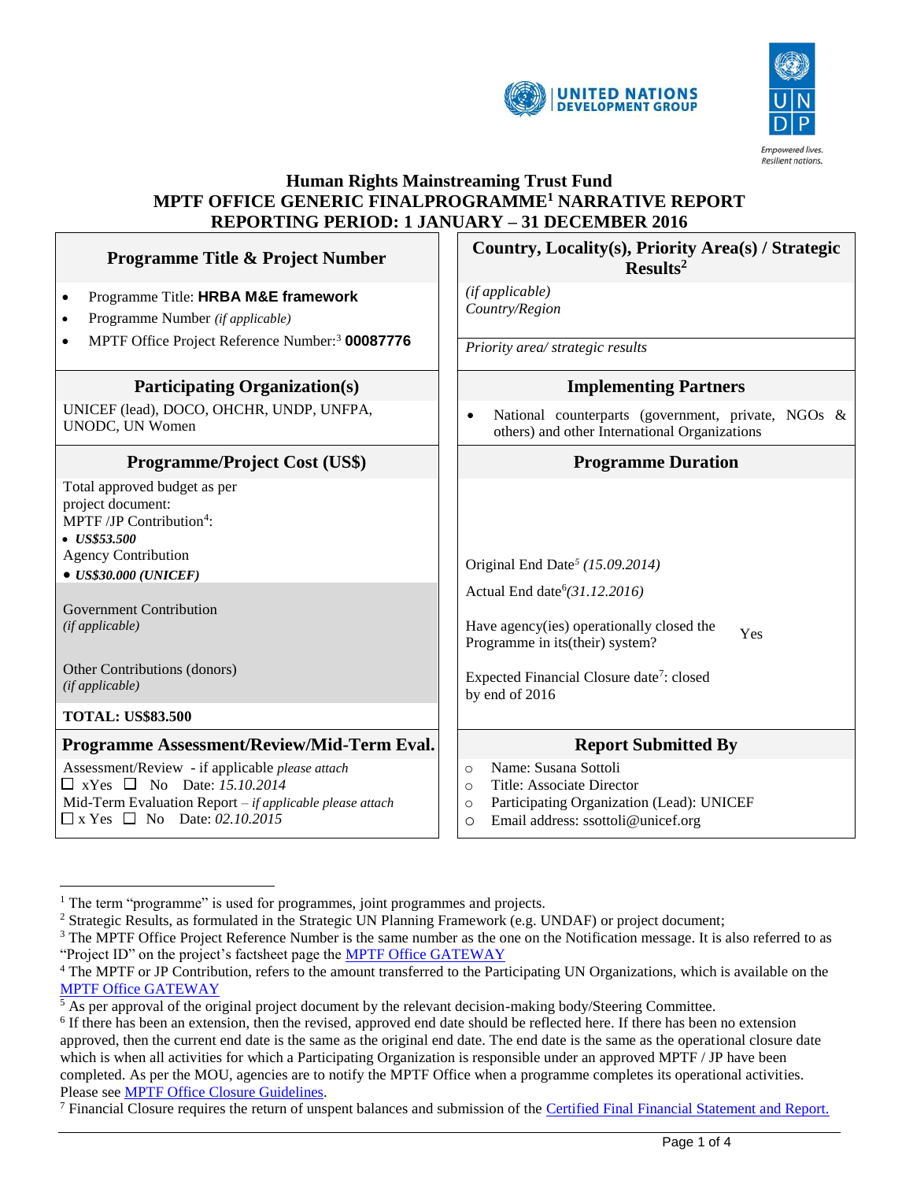# Human Rights Mainstreaming Trust Fund
# MPTF OFFICE GENERIC FINALPROGRAMME[1] NARRATIVE REPORT
# REPORTING PERIOD: 1 JANUARY – 31 DECEMBER 2016

| Programme Title & Project Number | Country, Locality(s), Priority Area(s) / Strategic Results[2] |
|---|---|
| • Programme Title: **HRBA M&E framework**<br>• Programme Number *(if applicable)*<br>• MPTF Office Project Reference Number:[3] **00087776** | *(if applicable)*<br>*Country/Region*<br><br>*Priority area/ strategic results* |
| **Participating Organization(s)** | **Implementing Partners** |
| UNICEF (lead), DOCO, OHCHR, UNDP, UNFPA, UNODC, UN Women | • National counterparts (government, private, NGOs & others) and other International Organizations |
| **Programme/Project Cost (US$)** | **Programme Duration** |
| Total approved budget as per project document:<br>MPTF /JP Contribution[4]:<br>• ***US$53.500***<br>Agency Contribution<br>• ***US$30.000 (UNICEF)***<br><br>Government Contribution<br>*(if applicable)*<br><br>Other Contributions (donors)<br>*(if applicable)*<br><br>**TOTAL: US$83.500** | Original End Date[5] *(15.09.2014)*<br><br>Actual End date[6]*(31.12.2016)*<br><br>Have agency(ies) operationally closed the Programme in its(their) system? Yes<br><br>Expected Financial Closure date[7]: closed by end of 2016 |
| **Programme Assessment/Review/Mid-Term Eval.** | **Report Submitted By** |
| Assessment/Review - if applicable *please attach*<br>☐ xYes ☐ No Date: *15.10.2014*<br>Mid-Term Evaluation Report – *if applicable please attach*<br>☐ x Yes ☐ No Date: *02.10.2015* | ○ Name: Susana Sottoli<br>○ Title: Associate Director<br>○ Participating Organization (Lead): UNICEF<br>○ Email address: ssottoli@unicef.org |

[1] The term "programme" is used for programmes, joint programmes and projects.
[2] Strategic Results, as formulated in the Strategic UN Planning Framework (e.g. UNDAF) or project document;
[3] The MPTF Office Project Reference Number is the same number as the one on the Notification message. It is also referred to as "Project ID" on the project's factsheet page the MPTF Office GATEWAY
[4] The MPTF or JP Contribution, refers to the amount transferred to the Participating UN Organizations, which is available on the MPTF Office GATEWAY
[5] As per approval of the original project document by the relevant decision-making body/Steering Committee.
[6] If there has been an extension, then the revised, approved end date should be reflected here. If there has been no extension approved, then the current end date is the same as the original end date. The end date is the same as the operational closure date which is when all activities for which a Participating Organization is responsible under an approved MPTF / JP have been completed. As per the MOU, agencies are to notify the MPTF Office when a programme completes its operational activities. Please see MPTF Office Closure Guidelines.
[7] Financial Closure requires the return of unspent balances and submission of the Certified Final Financial Statement and Report.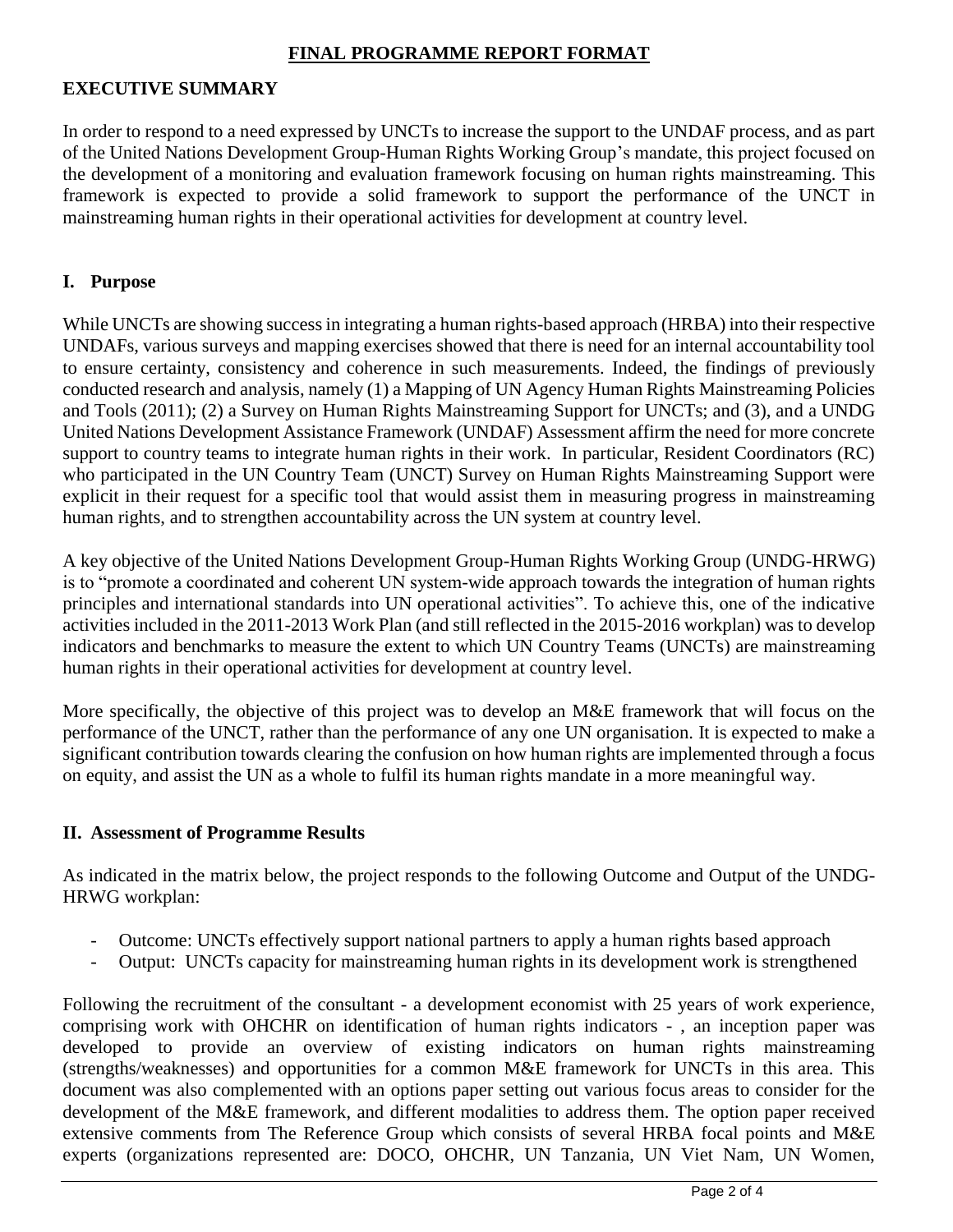## FINAL PROGRAMME REPORT FORMAT

### EXECUTIVE SUMMARY

In order to respond to a need expressed by UNCTs to increase the support to the UNDAF process, and as part of the United Nations Development Group-Human Rights Working Group's mandate, this project focused on the development of a monitoring and evaluation framework focusing on human rights mainstreaming. This framework is expected to provide a solid framework to support the performance of the UNCT in mainstreaming human rights in their operational activities for development at country level.

### I. Purpose

While UNCTs are showing success in integrating a human rights-based approach (HRBA) into their respective UNDAFs, various surveys and mapping exercises showed that there is need for an internal accountability tool to ensure certainty, consistency and coherence in such measurements. Indeed, the findings of previously conducted research and analysis, namely (1) a Mapping of UN Agency Human Rights Mainstreaming Policies and Tools (2011); (2) a Survey on Human Rights Mainstreaming Support for UNCTs; and (3), and a UNDG United Nations Development Assistance Framework (UNDAF) Assessment affirm the need for more concrete support to country teams to integrate human rights in their work. In particular, Resident Coordinators (RC) who participated in the UN Country Team (UNCT) Survey on Human Rights Mainstreaming Support were explicit in their request for a specific tool that would assist them in measuring progress in mainstreaming human rights, and to strengthen accountability across the UN system at country level.

A key objective of the United Nations Development Group-Human Rights Working Group (UNDG-HRWG) is to "promote a coordinated and coherent UN system-wide approach towards the integration of human rights principles and international standards into UN operational activities". To achieve this, one of the indicative activities included in the 2011-2013 Work Plan (and still reflected in the 2015-2016 workplan) was to develop indicators and benchmarks to measure the extent to which UN Country Teams (UNCTs) are mainstreaming human rights in their operational activities for development at country level.

More specifically, the objective of this project was to develop an M&E framework that will focus on the performance of the UNCT, rather than the performance of any one UN organisation. It is expected to make a significant contribution towards clearing the confusion on how human rights are implemented through a focus on equity, and assist the UN as a whole to fulfil its human rights mandate in a more meaningful way.

### II. Assessment of Programme Results

As indicated in the matrix below, the project responds to the following Outcome and Output of the UNDG-HRWG workplan:

- Outcome: UNCTs effectively support national partners to apply a human rights based approach
- Output: UNCTs capacity for mainstreaming human rights in its development work is strengthened

Following the recruitment of the consultant - a development economist with 25 years of work experience, comprising work with OHCHR on identification of human rights indicators - , an inception paper was developed to provide an overview of existing indicators on human rights mainstreaming (strengths/weaknesses) and opportunities for a common M&E framework for UNCTs in this area. This document was also complemented with an options paper setting out various focus areas to consider for the development of the M&E framework, and different modalities to address them. The option paper received extensive comments from The Reference Group which consists of several HRBA focal points and M&E experts (organizations represented are: DOCO, OHCHR, UN Tanzania, UN Viet Nam, UN Women,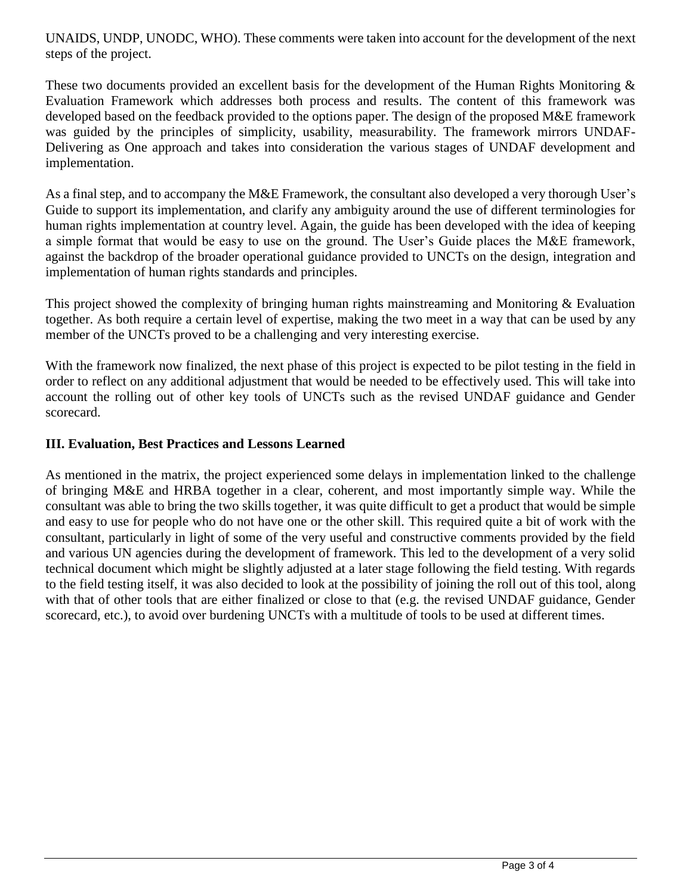UNAIDS, UNDP, UNODC, WHO). These comments were taken into account for the development of the next steps of the project.

These two documents provided an excellent basis for the development of the Human Rights Monitoring & Evaluation Framework which addresses both process and results. The content of this framework was developed based on the feedback provided to the options paper. The design of the proposed M&E framework was guided by the principles of simplicity, usability, measurability. The framework mirrors UNDAF-Delivering as One approach and takes into consideration the various stages of UNDAF development and implementation.

As a final step, and to accompany the M&E Framework, the consultant also developed a very thorough User's Guide to support its implementation, and clarify any ambiguity around the use of different terminologies for human rights implementation at country level. Again, the guide has been developed with the idea of keeping a simple format that would be easy to use on the ground. The User's Guide places the M&E framework, against the backdrop of the broader operational guidance provided to UNCTs on the design, integration and implementation of human rights standards and principles.

This project showed the complexity of bringing human rights mainstreaming and Monitoring & Evaluation together. As both require a certain level of expertise, making the two meet in a way that can be used by any member of the UNCTs proved to be a challenging and very interesting exercise.

With the framework now finalized, the next phase of this project is expected to be pilot testing in the field in order to reflect on any additional adjustment that would be needed to be effectively used. This will take into account the rolling out of other key tools of UNCTs such as the revised UNDAF guidance and Gender scorecard.

## III. Evaluation, Best Practices and Lessons Learned

As mentioned in the matrix, the project experienced some delays in implementation linked to the challenge of bringing M&E and HRBA together in a clear, coherent, and most importantly simple way. While the consultant was able to bring the two skills together, it was quite difficult to get a product that would be simple and easy to use for people who do not have one or the other skill. This required quite a bit of work with the consultant, particularly in light of some of the very useful and constructive comments provided by the field and various UN agencies during the development of framework. This led to the development of a very solid technical document which might be slightly adjusted at a later stage following the field testing. With regards to the field testing itself, it was also decided to look at the possibility of joining the roll out of this tool, along with that of other tools that are either finalized or close to that (e.g. the revised UNDAF guidance, Gender scorecard, etc.), to avoid over burdening UNCTs with a multitude of tools to be used at different times.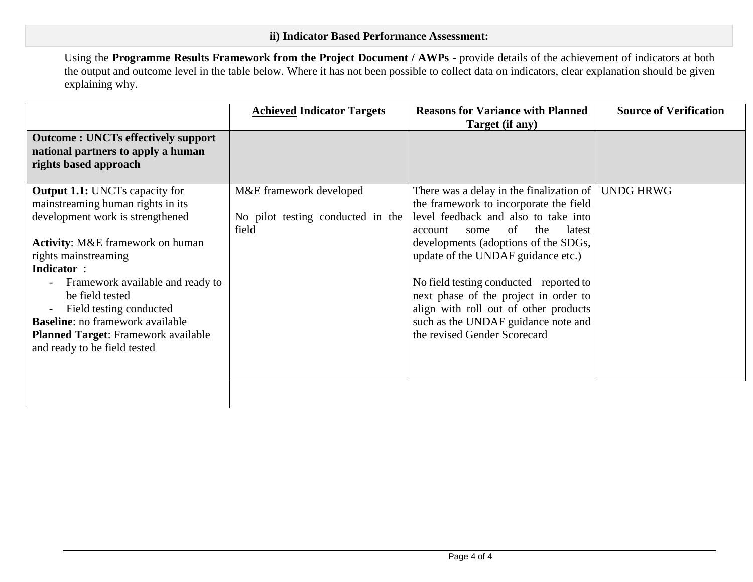### ii) Indicator Based Performance Assessment:

Using the **Programme Results Framework from the Project Document / AWPs** - provide details of the achievement of indicators at both the output and outcome level in the table below. Where it has not been possible to collect data on indicators, clear explanation should be given explaining why.

| | **Achieved Indicator Targets** | **Reasons for Variance with Planned Target (if any)** | **Source of Verification** |
|---|---|---|---|
| **Outcome : UNCTs effectively support national partners to apply a human rights based approach** | | | |
| **Output 1.1:** UNCTs capacity for mainstreaming human rights in its development work is strengthened<br><br>**Activity**: M&E framework on human rights mainstreaming<br>**Indicator** :<br>- Framework available and ready to be field tested<br>- Field testing conducted<br>**Baseline**: no framework available<br>**Planned Target**: Framework available and ready to be field tested | M&E framework developed<br><br>No pilot testing conducted in the field | There was a delay in the finalization of the framework to incorporate the field level feedback and also to take into account some of the latest developments (adoptions of the SDGs, update of the UNDAF guidance etc.)<br><br>No field testing conducted – reported to next phase of the project in order to align with roll out of other products such as the UNDAF guidance note and the revised Gender Scorecard | UNDG HRWG |